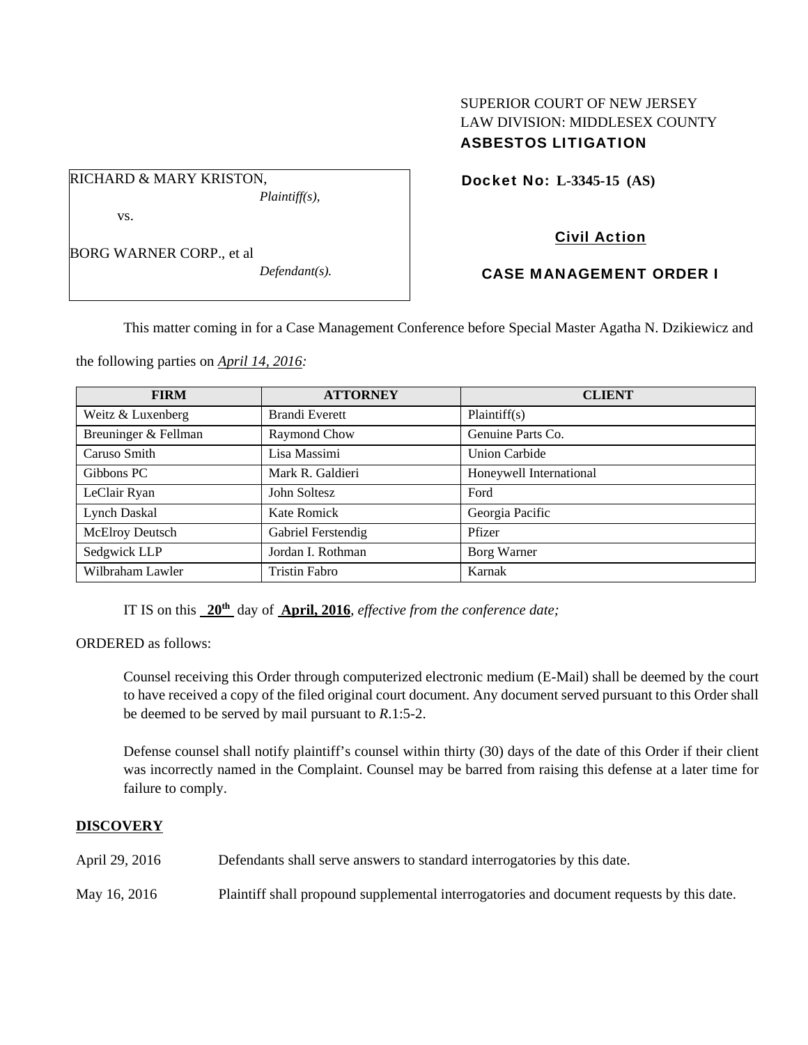SUPERIOR COURT OF NEW JERSEY
LAW DIVISION: MIDDLESEX COUNTY
**ASBESTOS LITIGATION**

RICHARD & MARY KRISTON,
*Plaintiff(s),*

vs.

BORG WARNER CORP., et al
*Defendant(s).*

**Docket No: L-3345-15 (AS)**

**Civil Action**

**CASE MANAGEMENT ORDER I**

This matter coming in for a Case Management Conference before Special Master Agatha N. Dzikiewicz and the following parties on *April 14, 2016:*

| FIRM | ATTORNEY | CLIENT |
|---|---|---|
| Weitz & Luxenberg | Brandi Everett | Plaintiff(s) |
| Breuninger & Fellman | Raymond Chow | Genuine Parts Co. |
| Caruso Smith | Lisa Massimi | Union Carbide |
| Gibbons PC | Mark R. Galdieri | Honeywell International |
| LeClair Ryan | John Soltesz | Ford |
| Lynch Daskal | Kate Romick | Georgia Pacific |
| McElroy Deutsch | Gabriel Ferstendig | Pfizer |
| Sedgwick LLP | Jordan I. Rothman | Borg Warner |
| Wilbraham Lawler | Tristin Fabro | Karnak |

IT IS on this **20th** day of **April, 2016**, *effective from the conference date;*

ORDERED as follows:

Counsel receiving this Order through computerized electronic medium (E-Mail) shall be deemed by the court to have received a copy of the filed original court document. Any document served pursuant to this Order shall be deemed to be served by mail pursuant to *R*.1:5-2.

Defense counsel shall notify plaintiff's counsel within thirty (30) days of the date of this Order if their client was incorrectly named in the Complaint. Counsel may be barred from raising this defense at a later time for failure to comply.

## DISCOVERY

April 29, 2016 Defendants shall serve answers to standard interrogatories by this date.

May 16, 2016 Plaintiff shall propound supplemental interrogatories and document requests by this date.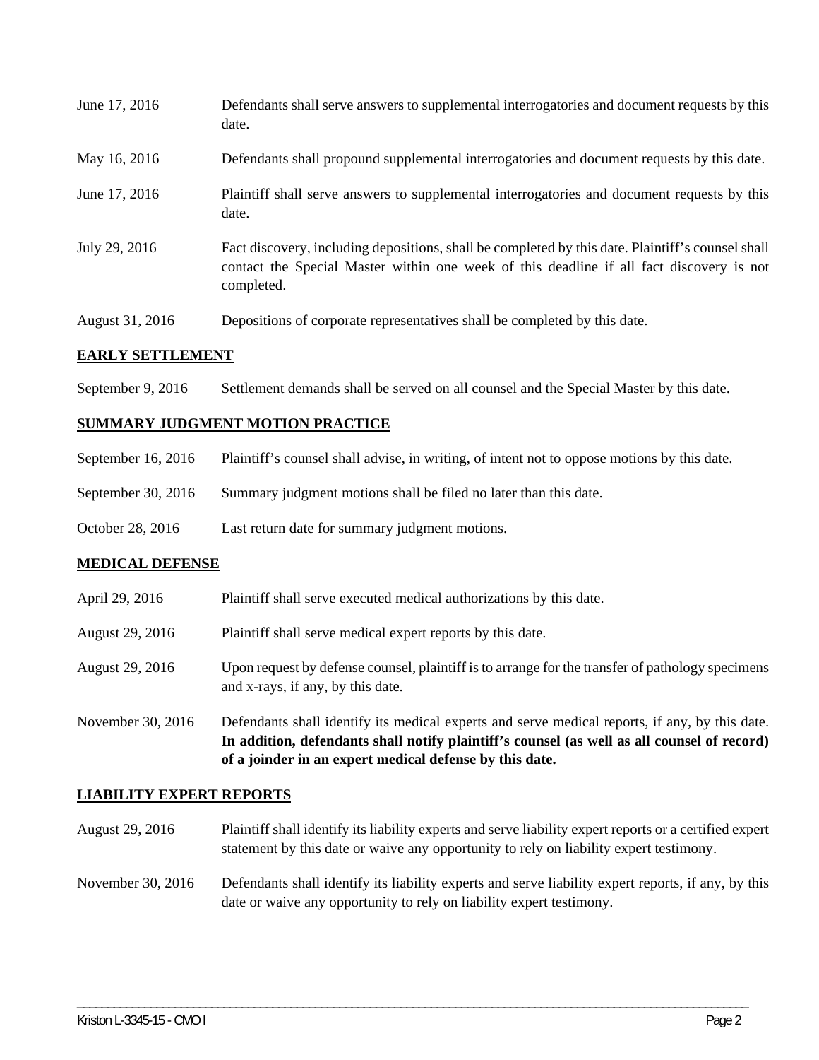| | |
|---|---|
| June 17, 2016 | Defendants shall serve answers to supplemental interrogatories and document requests by this date. |
| May 16, 2016 | Defendants shall propound supplemental interrogatories and document requests by this date. |
| June 17, 2016 | Plaintiff shall serve answers to supplemental interrogatories and document requests by this date. |
| July 29, 2016 | Fact discovery, including depositions, shall be completed by this date. Plaintiff's counsel shall contact the Special Master within one week of this deadline if all fact discovery is not completed. |
| August 31, 2016 | Depositions of corporate representatives shall be completed by this date. |

## EARLY SETTLEMENT

| | |
|---|---|
| September 9, 2016 | Settlement demands shall be served on all counsel and the Special Master by this date. |

## SUMMARY JUDGMENT MOTION PRACTICE

| | |
|---|---|
| September 16, 2016 | Plaintiff's counsel shall advise, in writing, of intent not to oppose motions by this date. |
| September 30, 2016 | Summary judgment motions shall be filed no later than this date. |
| October 28, 2016 | Last return date for summary judgment motions. |

## MEDICAL DEFENSE

| | |
|---|---|
| April 29, 2016 | Plaintiff shall serve executed medical authorizations by this date. |
| August 29, 2016 | Plaintiff shall serve medical expert reports by this date. |
| August 29, 2016 | Upon request by defense counsel, plaintiff is to arrange for the transfer of pathology specimens and x-rays, if any, by this date. |
| November 30, 2016 | Defendants shall identify its medical experts and serve medical reports, if any, by this date. **In addition, defendants shall notify plaintiff's counsel (as well as all counsel of record) of a joinder in an expert medical defense by this date.** |

## LIABILITY EXPERT REPORTS

| | |
|---|---|
| August 29, 2016 | Plaintiff shall identify its liability experts and serve liability expert reports or a certified expert statement by this date or waive any opportunity to rely on liability expert testimony. |
| November 30, 2016 | Defendants shall identify its liability experts and serve liability expert reports, if any, by this date or waive any opportunity to rely on liability expert testimony. |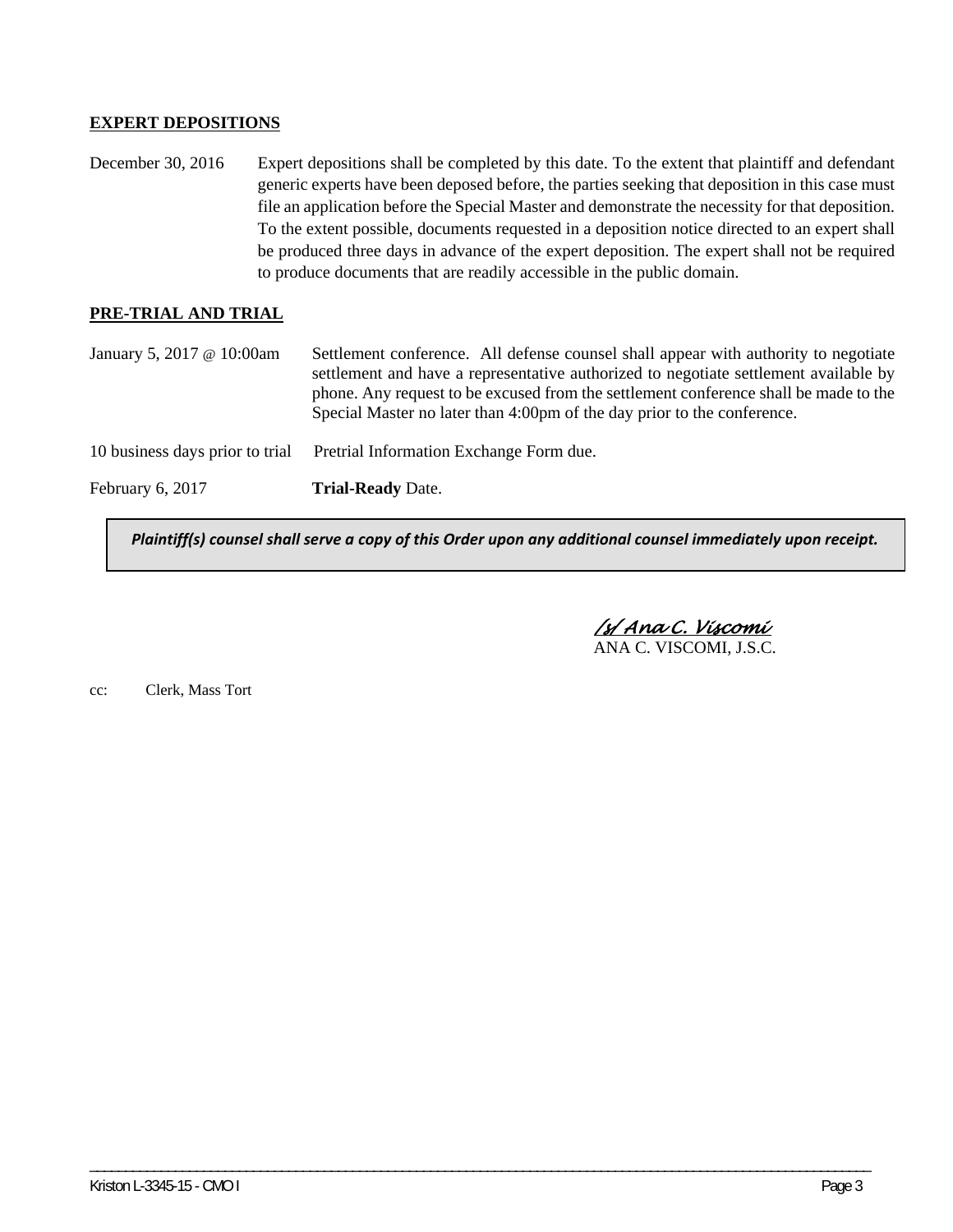**EXPERT DEPOSITIONS**

| | |
|---|---|
| December 30, 2016 | Expert depositions shall be completed by this date. To the extent that plaintiff and defendant generic experts have been deposed before, the parties seeking that deposition in this case must file an application before the Special Master and demonstrate the necessity for that deposition. To the extent possible, documents requested in a deposition notice directed to an expert shall be produced three days in advance of the expert deposition. The expert shall not be required to produce documents that are readily accessible in the public domain. |

**PRE-TRIAL AND TRIAL**

| | |
|---|---|
| January 5, 2017 @ 10:00am | Settlement conference. All defense counsel shall appear with authority to negotiate settlement and have a representative authorized to negotiate settlement available by phone. Any request to be excused from the settlement conference shall be made to the Special Master no later than 4:00pm of the day prior to the conference. |
| 10 business days prior to trial | Pretrial Information Exchange Form due. |
| February 6, 2017 | **Trial-Ready** Date. |

***Plaintiff(s) counsel shall serve a copy of this Order upon any additional counsel immediately upon receipt.***

*/s/ Ana C. Viscomi*
ANA C. VISCOMI, J.S.C.

cc: Clerk, Mass Tort